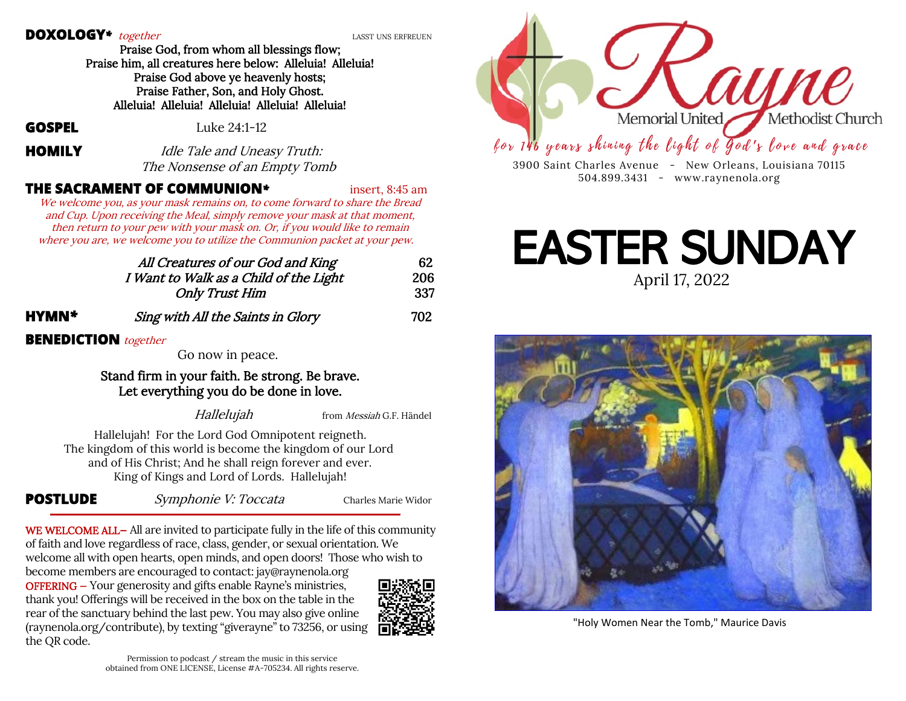**DOXOLOGY*** *together* LASST UNS ERFREUEN

Praise God, from whom all blessings flow;
Praise him, all creatures here below: Alleluia! Alleluia!
Praise God above ye heavenly hosts;
Praise Father, Son, and Holy Ghost.
Alleluia! Alleluia! Alleluia! Alleluia! Alleluia!

**GOSPEL** Luke 24:1-12

**HOMILY** *Idle Tale and Uneasy Truth: The Nonsense of an Empty Tomb*

**THE SACRAMENT OF COMMUNION*** insert, 8:45 am

*We welcome you, as your mask remains on, to come forward to share the Bread and Cup. Upon receiving the Meal, simply remove your mask at that moment, then return to your pew with your mask on. Or, if you would like to remain where you are, we welcome you to utilize the Communion packet at your pew.*

*All Creatures of our God and King* 62
*I Want to Walk as a Child of the Light* 206
*Only Trust Him* 337

**HYMN*** *Sing with All the Saints in Glory* 702

**BENEDICTION** *together*

Go now in peace.

Stand firm in your faith. Be strong. Be brave.
Let everything you do be done in love.

*Hallelujah* from *Messiah* G.F. Händel

Hallelujah! For the Lord God Omnipotent reigneth.
The kingdom of this world is become the kingdom of our Lord
and of His Christ; And he shall reign forever and ever.
King of Kings and Lord of Lords. Hallelujah!

**POSTLUDE** *Symphonie V: Toccata* Charles Marie Widor

WE WELCOME ALL– All are invited to participate fully in the life of this community of faith and love regardless of race, class, gender, or sexual orientation. We welcome all with open hearts, open minds, and open doors! Those who wish to become members are encouraged to contact: jay@raynenola.org

OFFERING – Your generosity and gifts enable Rayne's ministries, thank you! Offerings will be received in the box on the table in the rear of the sanctuary behind the last pew. You may also give online (raynenola.org/contribute), by texting "giverayne" to 73256, or using the QR code.

Permission to podcast / stream the music in this service obtained from ONE LICENSE, License #A-705234. All rights reserve.

# Rayne Memorial United Methodist Church

*for 146 years shining the light of God's love and grace*

3900 Saint Charles Avenue - New Orleans, Louisiana 70115
504.899.3431 - www.raynenola.org

# EASTER SUNDAY

April 17, 2022

"Holy Women Near the Tomb," Maurice Davis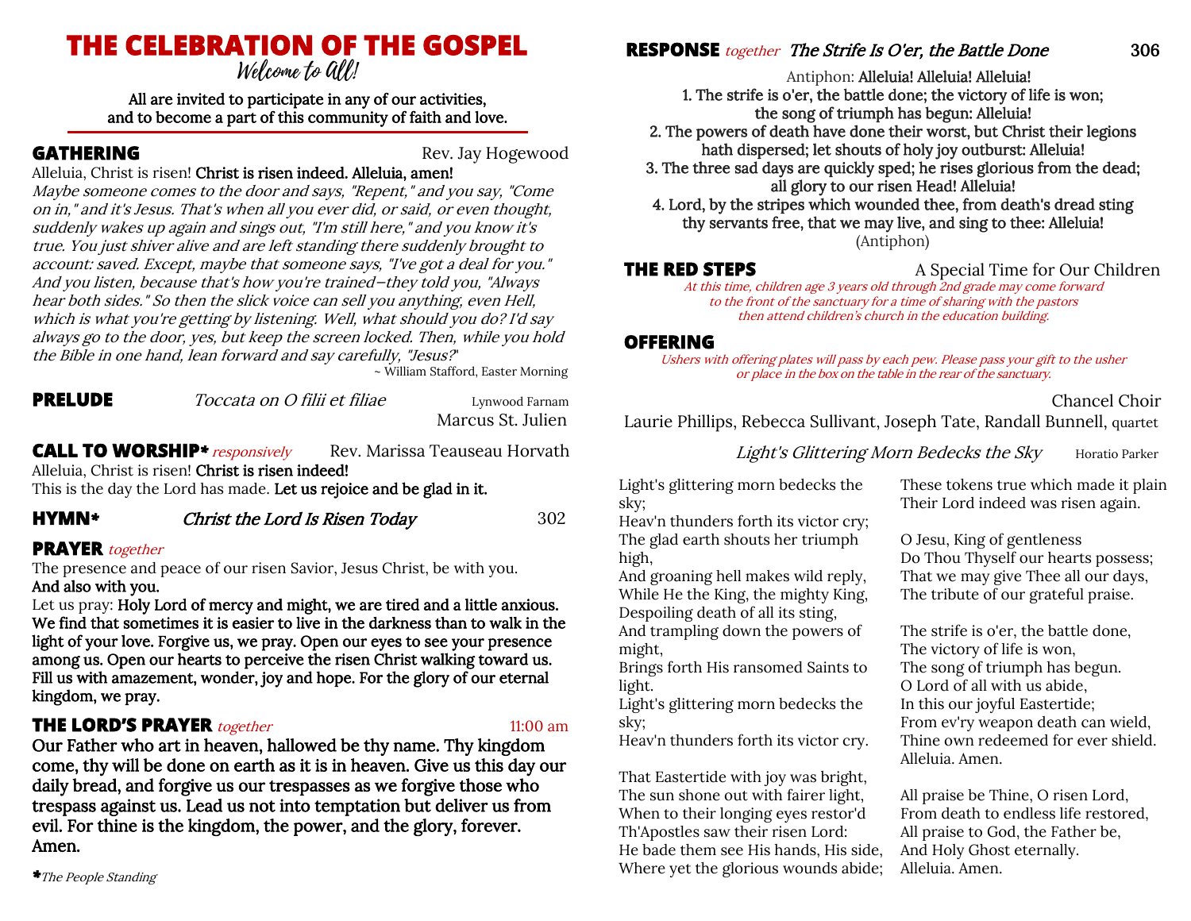# THE CELEBRATION OF THE GOSPEL

*Welcome to All!*

All are invited to participate in any of our activities, and to become a part of this community of faith and love.

## GATHERING

Rev. Jay Hogewood

Alleluia, Christ is risen! **Christ is risen indeed. Alleluia, amen!**

*Maybe someone comes to the door and says, "Repent," and you say, "Come on in," and it's Jesus. That's when all you ever did, or said, or even thought, suddenly wakes up again and sings out, "I'm still here," and you know it's true. You just shiver alive and are left standing there suddenly brought to account: saved. Except, maybe that someone says, "I've got a deal for you." And you listen, because that's how you're trained–they told you, "Always hear both sides." So then the slick voice can sell you anything, even Hell, which is what you're getting by listening. Well, what should you do? I'd say always go to the door, yes, but keep the screen locked. Then, while you hold the Bible in one hand, lean forward and say carefully, "Jesus?"*

~ William Stafford, Easter Morning

## PRELUDE

*Toccata on O filii et filiae* — Lynwood Farnam

Marcus St. Julien

## CALL TO WORSHIP* *responsively*

Rev. Marissa Teauseau Horvath

Alleluia, Christ is risen! **Christ is risen indeed!**

This is the day the Lord has made. **Let us rejoice and be glad in it.**

## HYMN*

*Christ the Lord Is Risen Today* — 302

## PRAYER *together*

The presence and peace of our risen Savior, Jesus Christ, be with you.

**And also with you.**

Let us pray: **Holy Lord of mercy and might, we are tired and a little anxious. We find that sometimes it is easier to live in the darkness than to walk in the light of your love. Forgive us, we pray. Open our eyes to see your presence among us. Open our hearts to perceive the risen Christ walking toward us. Fill us with amazement, wonder, joy and hope. For the glory of our eternal kingdom, we pray.**

## THE LORD'S PRAYER *together*

11:00 am

**Our Father who art in heaven, hallowed be thy name. Thy kingdom come, thy will be done on earth as it is in heaven. Give us this day our daily bread, and forgive us our trespasses as we forgive those who trespass against us. Lead us not into temptation but deliver us from evil. For thine is the kingdom, the power, and the glory, forever. Amen.**

**\***The People Standing*

## RESPONSE *together* *The Strife Is O'er, the Battle Done*

306

Antiphon: **Alleluia! Alleluia! Alleluia!**

**1. The strife is o'er, the battle done; the victory of life is won; the song of triumph has begun: Alleluia!**

**2. The powers of death have done their worst, but Christ their legions hath dispersed; let shouts of holy joy outburst: Alleluia!**

**3. The three sad days are quickly sped; he rises glorious from the dead; all glory to our risen Head! Alleluia!**

**4. Lord, by the stripes which wounded thee, from death's dread sting thy servants free, that we may live, and sing to thee: Alleluia!**

(Antiphon)

## THE RED STEPS

A Special Time for Our Children

*At this time, children age 3 years old through 2nd grade may come forward to the front of the sanctuary for a time of sharing with the pastors then attend children's church in the education building.*

## OFFERING

*Ushers with offering plates will pass by each pew. Please pass your gift to the usher or place in the box on the table in the rear of the sanctuary.*

Chancel Choir

Laurie Phillips, Rebecca Sullivant, Joseph Tate, Randall Bunnell, quartet

*Light's Glittering Morn Bedecks the Sky* — Horatio Parker

Light's glittering morn bedecks the sky;
Heav'n thunders forth its victor cry;
The glad earth shouts her triumph high,
And groaning hell makes wild reply,
While He the King, the mighty King,
Despoiling death of all its sting,
And trampling down the powers of might,
Brings forth His ransomed Saints to light.
Light's glittering morn bedecks the sky;
Heav'n thunders forth its victor cry.

That Eastertide with joy was bright,
The sun shone out with fairer light,
When to their longing eyes restor'd
Th'Apostles saw their risen Lord:
He bade them see His hands, His side,
Where yet the glorious wounds abide;
These tokens true which made it plain
Their Lord indeed was risen again.

O Jesu, King of gentleness
Do Thou Thyself our hearts possess;
That we may give Thee all our days,
The tribute of our grateful praise.

The strife is o'er, the battle done,
The victory of life is won,
The song of triumph has begun.
O Lord of all with us abide,
In this our joyful Eastertide;
From ev'ry weapon death can wield,
Thine own redeemed for ever shield.
Alleluia. Amen.

All praise be Thine, O risen Lord,
From death to endless life restored,
All praise to God, the Father be,
And Holy Ghost eternally.
Alleluia. Amen.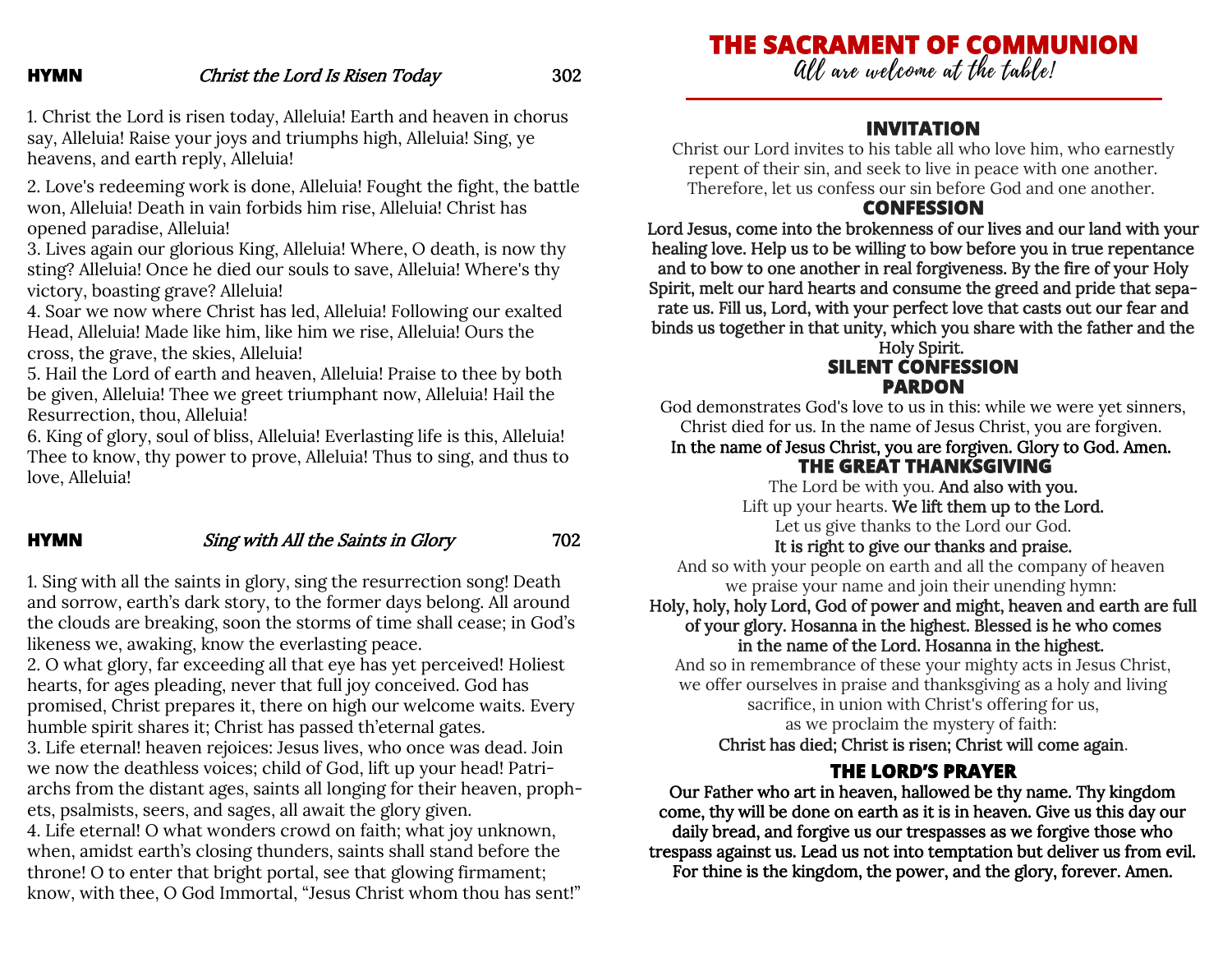**HYMN** *Christ the Lord Is Risen Today* 302

1. Christ the Lord is risen today, Alleluia! Earth and heaven in chorus say, Alleluia! Raise your joys and triumphs high, Alleluia! Sing, ye heavens, and earth reply, Alleluia!

2. Love's redeeming work is done, Alleluia! Fought the fight, the battle won, Alleluia! Death in vain forbids him rise, Alleluia! Christ has opened paradise, Alleluia!

3. Lives again our glorious King, Alleluia! Where, O death, is now thy sting? Alleluia! Once he died our souls to save, Alleluia! Where's thy victory, boasting grave? Alleluia!

4. Soar we now where Christ has led, Alleluia! Following our exalted Head, Alleluia! Made like him, like him we rise, Alleluia! Ours the cross, the grave, the skies, Alleluia!

5. Hail the Lord of earth and heaven, Alleluia! Praise to thee by both be given, Alleluia! Thee we greet triumphant now, Alleluia! Hail the Resurrection, thou, Alleluia!

6. King of glory, soul of bliss, Alleluia! Everlasting life is this, Alleluia! Thee to know, thy power to prove, Alleluia! Thus to sing, and thus to love, Alleluia!

**HYMN** *Sing with All the Saints in Glory* 702

1. Sing with all the saints in glory, sing the resurrection song! Death and sorrow, earth's dark story, to the former days belong. All around the clouds are breaking, soon the storms of time shall cease; in God's likeness we, awaking, know the everlasting peace.

2. O what glory, far exceeding all that eye has yet perceived! Holiest hearts, for ages pleading, never that full joy conceived. God has promised, Christ prepares it, there on high our welcome waits. Every humble spirit shares it; Christ has passed th'eternal gates.

3. Life eternal! heaven rejoices: Jesus lives, who once was dead. Join we now the deathless voices; child of God, lift up your head! Patriarchs from the distant ages, saints all longing for their heaven, prophets, psalmists, seers, and sages, all await the glory given.

4. Life eternal! O what wonders crowd on faith; what joy unknown, when, amidst earth's closing thunders, saints shall stand before the throne! O to enter that bright portal, see that glowing firmament; know, with thee, O God Immortal, "Jesus Christ whom thou has sent!"

# THE SACRAMENT OF COMMUNION

*All are welcome at the table!*

## INVITATION

Christ our Lord invites to his table all who love him, who earnestly repent of their sin, and seek to live in peace with one another. Therefore, let us confess our sin before God and one another.

## CONFESSION

**Lord Jesus, come into the brokenness of our lives and our land with your healing love. Help us to be willing to bow before you in true repentance and to bow to one another in real forgiveness. By the fire of your Holy Spirit, melt our hard hearts and consume the greed and pride that separate us. Fill us, Lord, with your perfect love that casts out our fear and binds us together in that unity, which you share with the father and the Holy Spirit.**

## SILENT CONFESSION

## PARDON

God demonstrates God's love to us in this: while we were yet sinners, Christ died for us. In the name of Jesus Christ, you are forgiven.

**In the name of Jesus Christ, you are forgiven. Glory to God. Amen.**

## THE GREAT THANKSGIVING

The Lord be with you. **And also with you.**

Lift up your hearts. **We lift them up to the Lord.**

Let us give thanks to the Lord our God.

**It is right to give our thanks and praise.**

And so with your people on earth and all the company of heaven we praise your name and join their unending hymn:

**Holy, holy, holy Lord, God of power and might, heaven and earth are full of your glory. Hosanna in the highest. Blessed is he who comes in the name of the Lord. Hosanna in the highest.**

And so in remembrance of these your mighty acts in Jesus Christ, we offer ourselves in praise and thanksgiving as a holy and living sacrifice, in union with Christ's offering for us, as we proclaim the mystery of faith:

**Christ has died; Christ is risen; Christ will come again**.

## THE LORD'S PRAYER

**Our Father who art in heaven, hallowed be thy name. Thy kingdom come, thy will be done on earth as it is in heaven. Give us this day our daily bread, and forgive us our trespasses as we forgive those who trespass against us. Lead us not into temptation but deliver us from evil. For thine is the kingdom, the power, and the glory, forever. Amen.**